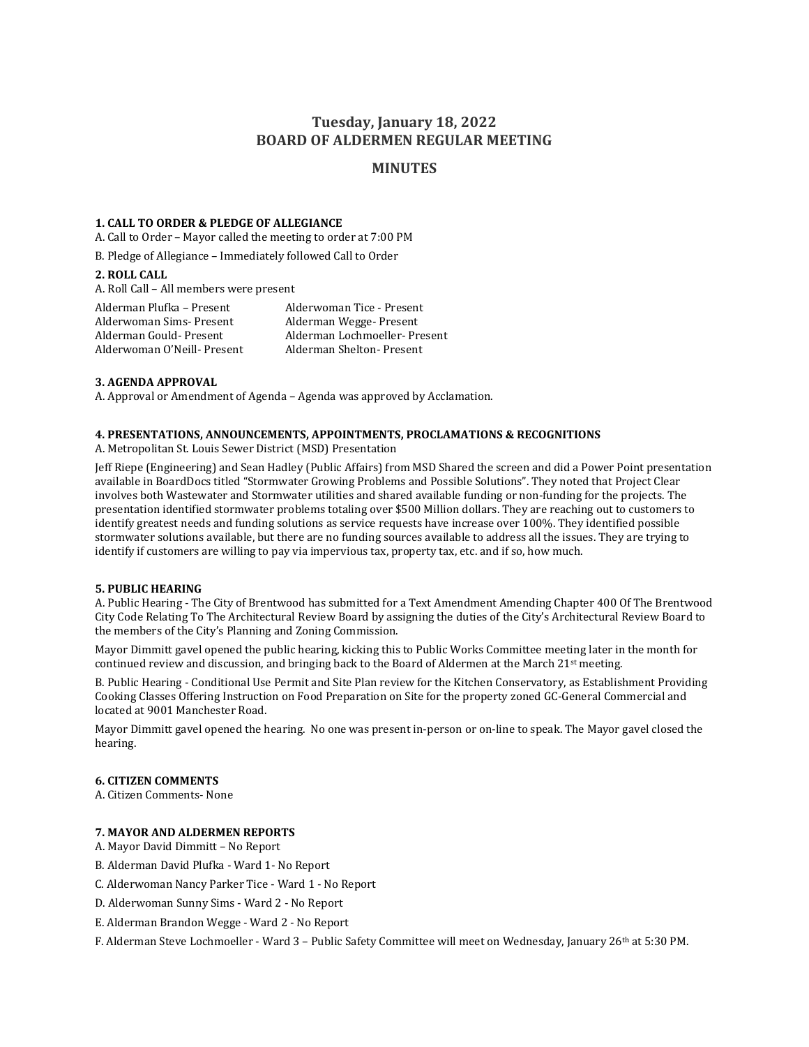# Tuesday, January 18, 2022
# BOARD OF ALDERMEN REGULAR MEETING

## MINUTES

### 1. CALL TO ORDER & PLEDGE OF ALLEGIANCE

A. Call to Order – Mayor called the meeting to order at 7:00 PM

B. Pledge of Allegiance – Immediately followed Call to Order

### 2. ROLL CALL

A. Roll Call – All members were present

| | |
|---|---|
| Alderman Plufka – Present | Alderwoman Tice - Present |
| Alderwoman Sims- Present | Alderman Wegge- Present |
| Alderman Gould- Present | Alderman Lochmoeller- Present |
| Alderwoman O'Neill- Present | Alderman Shelton- Present |

### 3. AGENDA APPROVAL

A. Approval or Amendment of Agenda – Agenda was approved by Acclamation.

### 4. PRESENTATIONS, ANNOUNCEMENTS, APPOINTMENTS, PROCLAMATIONS & RECOGNITIONS

A. Metropolitan St. Louis Sewer District (MSD) Presentation

Jeff Riepe (Engineering) and Sean Hadley (Public Affairs) from MSD Shared the screen and did a Power Point presentation available in BoardDocs titled "Stormwater Growing Problems and Possible Solutions". They noted that Project Clear involves both Wastewater and Stormwater utilities and shared available funding or non-funding for the projects. The presentation identified stormwater problems totaling over $500 Million dollars. They are reaching out to customers to identify greatest needs and funding solutions as service requests have increase over 100%. They identified possible stormwater solutions available, but there are no funding sources available to address all the issues. They are trying to identify if customers are willing to pay via impervious tax, property tax, etc. and if so, how much.

### 5. PUBLIC HEARING

A. Public Hearing - The City of Brentwood has submitted for a Text Amendment Amending Chapter 400 Of The Brentwood City Code Relating To The Architectural Review Board by assigning the duties of the City's Architectural Review Board to the members of the City's Planning and Zoning Commission.

Mayor Dimmitt gavel opened the public hearing, kicking this to Public Works Committee meeting later in the month for continued review and discussion, and bringing back to the Board of Aldermen at the March 21st meeting.

B. Public Hearing - Conditional Use Permit and Site Plan review for the Kitchen Conservatory, as Establishment Providing Cooking Classes Offering Instruction on Food Preparation on Site for the property zoned GC-General Commercial and located at 9001 Manchester Road.

Mayor Dimmitt gavel opened the hearing. No one was present in-person or on-line to speak. The Mayor gavel closed the hearing.

### 6. CITIZEN COMMENTS

A. Citizen Comments- None

### 7. MAYOR AND ALDERMEN REPORTS

A. Mayor David Dimmitt – No Report

B. Alderman David Plufka - Ward 1- No Report

C. Alderwoman Nancy Parker Tice - Ward 1 - No Report

D. Alderwoman Sunny Sims - Ward 2 - No Report

E. Alderman Brandon Wegge - Ward 2 - No Report

F. Alderman Steve Lochmoeller - Ward 3 – Public Safety Committee will meet on Wednesday, January 26th at 5:30 PM.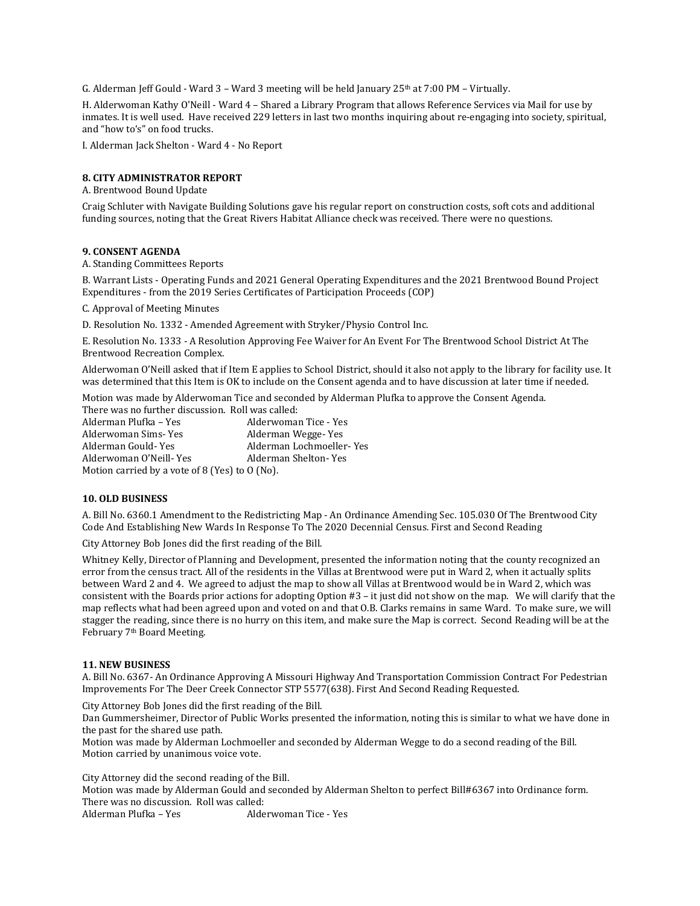G. Alderman Jeff Gould - Ward 3 – Ward 3 meeting will be held January 25th at 7:00 PM – Virtually.

H. Alderwoman Kathy O'Neill - Ward 4 – Shared a Library Program that allows Reference Services via Mail for use by inmates. It is well used. Have received 229 letters in last two months inquiring about re-engaging into society, spiritual, and "how to's" on food trucks.

I. Alderman Jack Shelton - Ward 4 - No Report

**8. CITY ADMINISTRATOR REPORT**

A. Brentwood Bound Update

Craig Schluter with Navigate Building Solutions gave his regular report on construction costs, soft cots and additional funding sources, noting that the Great Rivers Habitat Alliance check was received. There were no questions.

**9. CONSENT AGENDA**

A. Standing Committees Reports

B. Warrant Lists - Operating Funds and 2021 General Operating Expenditures and the 2021 Brentwood Bound Project Expenditures - from the 2019 Series Certificates of Participation Proceeds (COP)

C. Approval of Meeting Minutes

D. Resolution No. 1332 - Amended Agreement with Stryker/Physio Control Inc.

E. Resolution No. 1333 - A Resolution Approving Fee Waiver for An Event For The Brentwood School District At The Brentwood Recreation Complex.

Alderwoman O'Neill asked that if Item E applies to School District, should it also not apply to the library for facility use. It was determined that this Item is OK to include on the Consent agenda and to have discussion at later time if needed.

Motion was made by Alderwoman Tice and seconded by Alderman Plufka to approve the Consent Agenda. There was no further discussion. Roll was called:

Alderman Plufka – Yes Alderwoman Tice - Yes
Alderwoman Sims- Yes Alderman Wegge- Yes
Alderman Gould- Yes Alderman Lochmoeller- Yes
Alderwoman O'Neill- Yes Alderman Shelton- Yes
Motion carried by a vote of 8 (Yes) to 0 (No).

**10. OLD BUSINESS**

A. Bill No. 6360.1 Amendment to the Redistricting Map - An Ordinance Amending Sec. 105.030 Of The Brentwood City Code And Establishing New Wards In Response To The 2020 Decennial Census. First and Second Reading

City Attorney Bob Jones did the first reading of the Bill.

Whitney Kelly, Director of Planning and Development, presented the information noting that the county recognized an error from the census tract. All of the residents in the Villas at Brentwood were put in Ward 2, when it actually splits between Ward 2 and 4. We agreed to adjust the map to show all Villas at Brentwood would be in Ward 2, which was consistent with the Boards prior actions for adopting Option #3 – it just did not show on the map. We will clarify that the map reflects what had been agreed upon and voted on and that O.B. Clarks remains in same Ward. To make sure, we will stagger the reading, since there is no hurry on this item, and make sure the Map is correct. Second Reading will be at the February 7th Board Meeting.

**11. NEW BUSINESS**

A. Bill No. 6367- An Ordinance Approving A Missouri Highway And Transportation Commission Contract For Pedestrian Improvements For The Deer Creek Connector STP 5577(638). First And Second Reading Requested.

City Attorney Bob Jones did the first reading of the Bill.
Dan Gummersheimer, Director of Public Works presented the information, noting this is similar to what we have done in the past for the shared use path.
Motion was made by Alderman Lochmoeller and seconded by Alderman Wegge to do a second reading of the Bill.
Motion carried by unanimous voice vote.

City Attorney did the second reading of the Bill.
Motion was made by Alderman Gould and seconded by Alderman Shelton to perfect Bill#6367 into Ordinance form.
There was no discussion. Roll was called:
Alderman Plufka – Yes Alderwoman Tice - Yes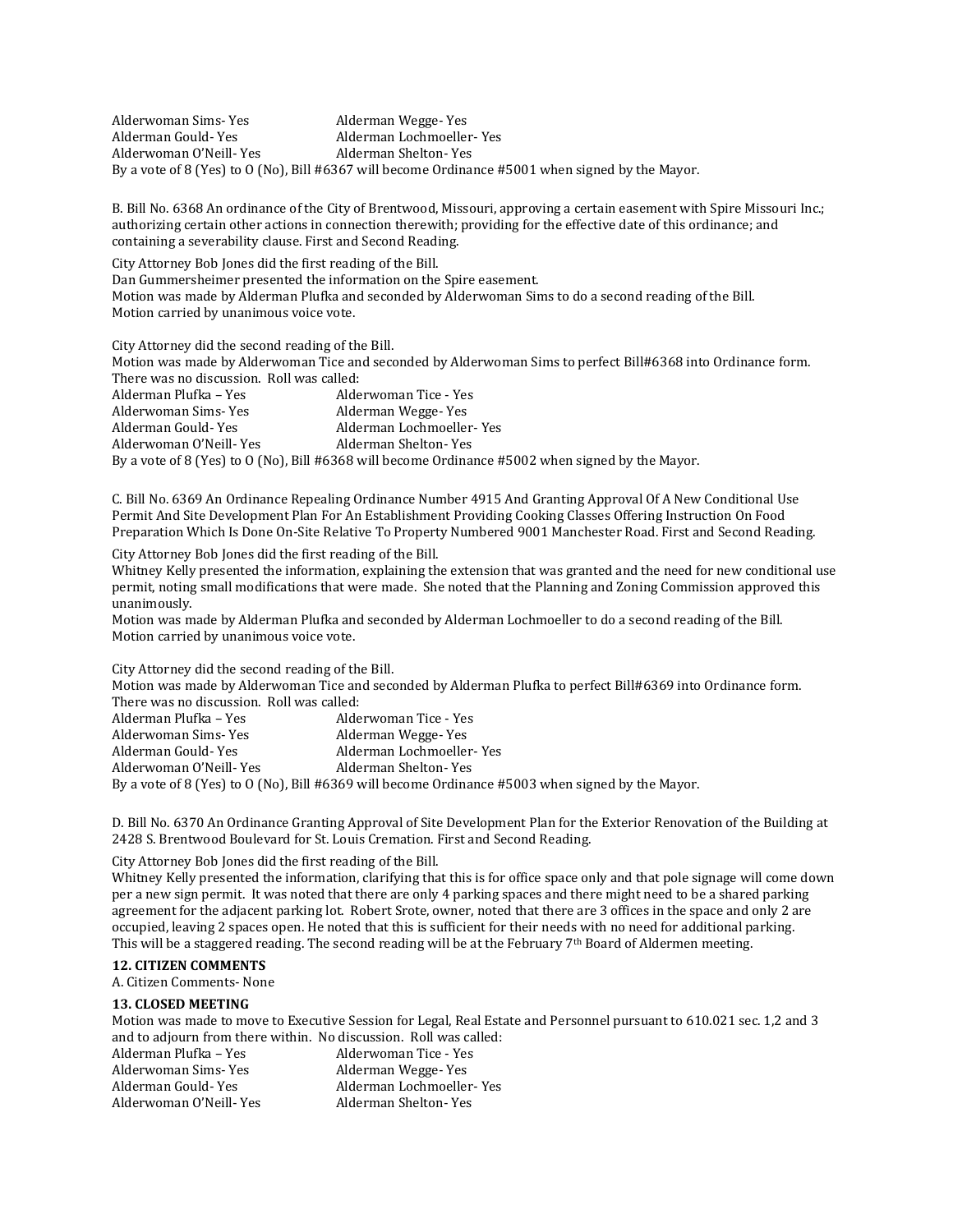Alderwoman Sims- Yes Alderman Wegge- Yes
Alderman Gould- Yes Alderman Lochmoeller- Yes
Alderwoman O'Neill- Yes Alderman Shelton- Yes
By a vote of 8 (Yes) to 0 (No), Bill #6367 will become Ordinance #5001 when signed by the Mayor.

B. Bill No. 6368 An ordinance of the City of Brentwood, Missouri, approving a certain easement with Spire Missouri Inc.; authorizing certain other actions in connection therewith; providing for the effective date of this ordinance; and containing a severability clause. First and Second Reading.

City Attorney Bob Jones did the first reading of the Bill.
Dan Gummersheimer presented the information on the Spire easement.
Motion was made by Alderman Plufka and seconded by Alderwoman Sims to do a second reading of the Bill.
Motion carried by unanimous voice vote.

City Attorney did the second reading of the Bill.
Motion was made by Alderwoman Tice and seconded by Alderwoman Sims to perfect Bill#6368 into Ordinance form.
There was no discussion. Roll was called:
Alderman Plufka – Yes Alderwoman Tice - Yes
Alderwoman Sims- Yes Alderman Wegge- Yes
Alderman Gould- Yes Alderman Lochmoeller- Yes
Alderwoman O'Neill- Yes Alderman Shelton- Yes
By a vote of 8 (Yes) to 0 (No), Bill #6368 will become Ordinance #5002 when signed by the Mayor.

C. Bill No. 6369 An Ordinance Repealing Ordinance Number 4915 And Granting Approval Of A New Conditional Use Permit And Site Development Plan For An Establishment Providing Cooking Classes Offering Instruction On Food Preparation Which Is Done On-Site Relative To Property Numbered 9001 Manchester Road. First and Second Reading.

City Attorney Bob Jones did the first reading of the Bill.
Whitney Kelly presented the information, explaining the extension that was granted and the need for new conditional use permit, noting small modifications that were made. She noted that the Planning and Zoning Commission approved this unanimously.
Motion was made by Alderman Plufka and seconded by Alderman Lochmoeller to do a second reading of the Bill.
Motion carried by unanimous voice vote.

City Attorney did the second reading of the Bill.
Motion was made by Alderwoman Tice and seconded by Alderman Plufka to perfect Bill#6369 into Ordinance form.
There was no discussion. Roll was called:
Alderman Plufka – Yes Alderwoman Tice - Yes
Alderwoman Sims- Yes Alderman Wegge- Yes
Alderman Gould- Yes Alderman Lochmoeller- Yes
Alderwoman O'Neill- Yes Alderman Shelton- Yes
By a vote of 8 (Yes) to 0 (No), Bill #6369 will become Ordinance #5003 when signed by the Mayor.

D. Bill No. 6370 An Ordinance Granting Approval of Site Development Plan for the Exterior Renovation of the Building at 2428 S. Brentwood Boulevard for St. Louis Cremation. First and Second Reading.

City Attorney Bob Jones did the first reading of the Bill.
Whitney Kelly presented the information, clarifying that this is for office space only and that pole signage will come down per a new sign permit. It was noted that there are only 4 parking spaces and there might need to be a shared parking agreement for the adjacent parking lot. Robert Srote, owner, noted that there are 3 offices in the space and only 2 are occupied, leaving 2 spaces open. He noted that this is sufficient for their needs with no need for additional parking.
This will be a staggered reading. The second reading will be at the February 7th Board of Aldermen meeting.

**12. CITIZEN COMMENTS**

A. Citizen Comments- None

**13. CLOSED MEETING**

Motion was made to move to Executive Session for Legal, Real Estate and Personnel pursuant to 610.021 sec. 1,2 and 3 and to adjourn from there within. No discussion. Roll was called:
Alderman Plufka – Yes Alderwoman Tice - Yes
Alderwoman Sims- Yes Alderman Wegge- Yes
Alderman Gould- Yes Alderman Lochmoeller- Yes
Alderwoman O'Neill- Yes Alderman Shelton- Yes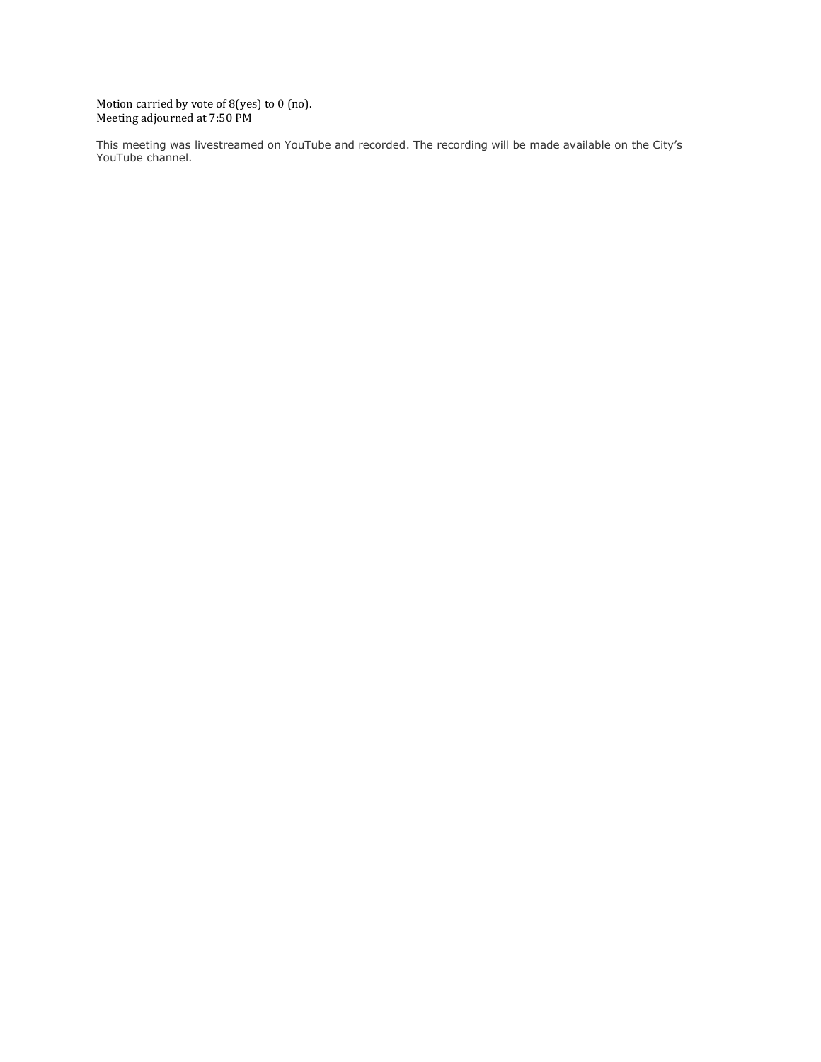Motion carried by vote of 8(yes) to 0 (no).
Meeting adjourned at 7:50 PM

This meeting was livestreamed on YouTube and recorded. The recording will be made available on the City's YouTube channel.